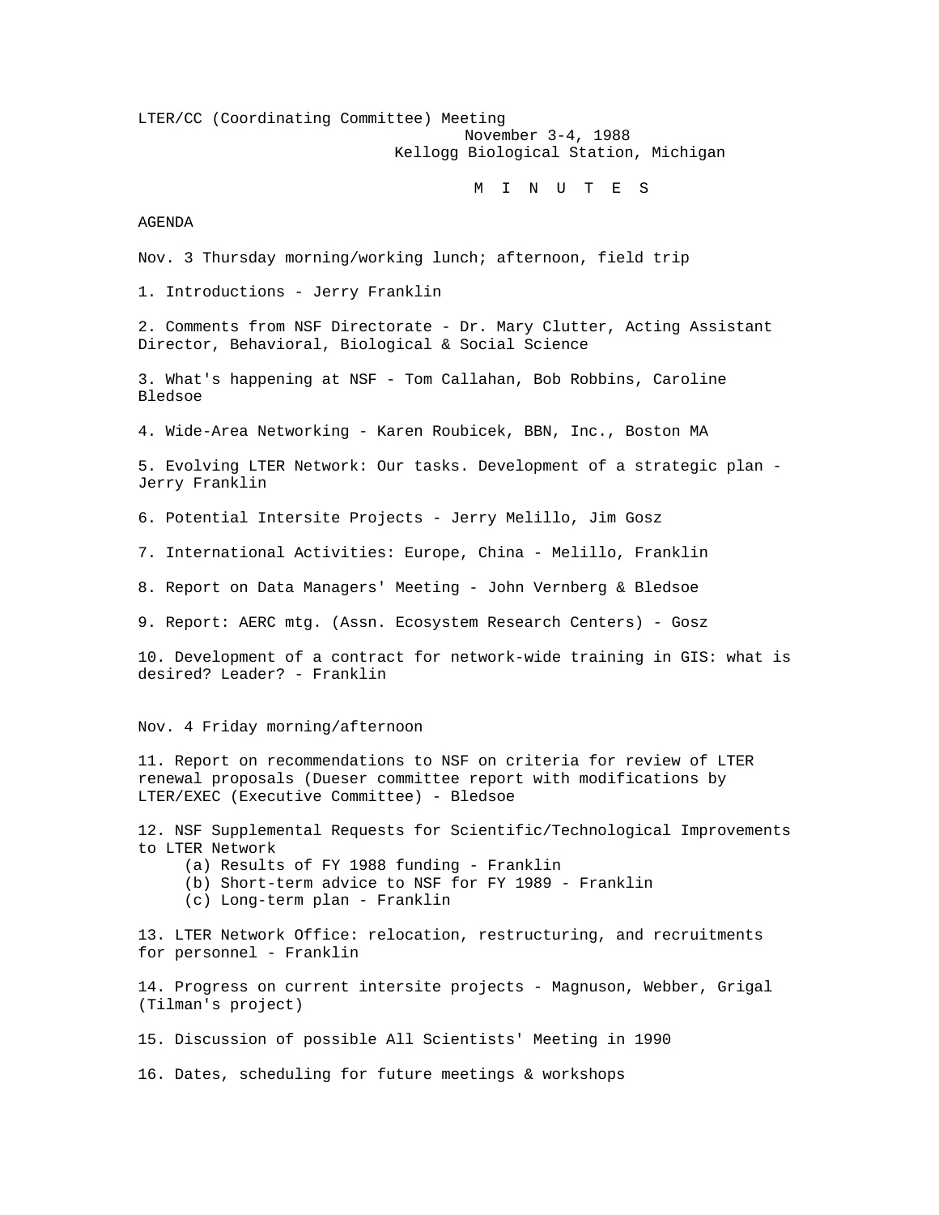LTER/CC (Coordinating Committee) Meeting
November 3-4, 1988
Kellogg Biological Station, Michigan

# M I N U T E S

AGENDA

Nov. 3 Thursday morning/working lunch; afternoon, field trip

1. Introductions - Jerry Franklin

2. Comments from NSF Directorate - Dr. Mary Clutter, Acting Assistant Director, Behavioral, Biological & Social Science

3. What's happening at NSF - Tom Callahan, Bob Robbins, Caroline Bledsoe

4. Wide-Area Networking - Karen Roubicek, BBN, Inc., Boston MA

5. Evolving LTER Network: Our tasks. Development of a strategic plan - Jerry Franklin

6. Potential Intersite Projects - Jerry Melillo, Jim Gosz

7. International Activities: Europe, China - Melillo, Franklin

8. Report on Data Managers' Meeting - John Vernberg & Bledsoe

9. Report: AERC mtg. (Assn. Ecosystem Research Centers) - Gosz

10. Development of a contract for network-wide training in GIS: what is desired? Leader? - Franklin

Nov. 4 Friday morning/afternoon

11. Report on recommendations to NSF on criteria for review of LTER renewal proposals (Dueser committee report with modifications by LTER/EXEC (Executive Committee) - Bledsoe

12. NSF Supplemental Requests for Scientific/Technological Improvements to LTER Network
    (a) Results of FY 1988 funding - Franklin
    (b) Short-term advice to NSF for FY 1989 - Franklin
    (c) Long-term plan - Franklin

13. LTER Network Office: relocation, restructuring, and recruitments for personnel - Franklin

14. Progress on current intersite projects - Magnuson, Webber, Grigal (Tilman's project)

15. Discussion of possible All Scientists' Meeting in 1990

16. Dates, scheduling for future meetings & workshops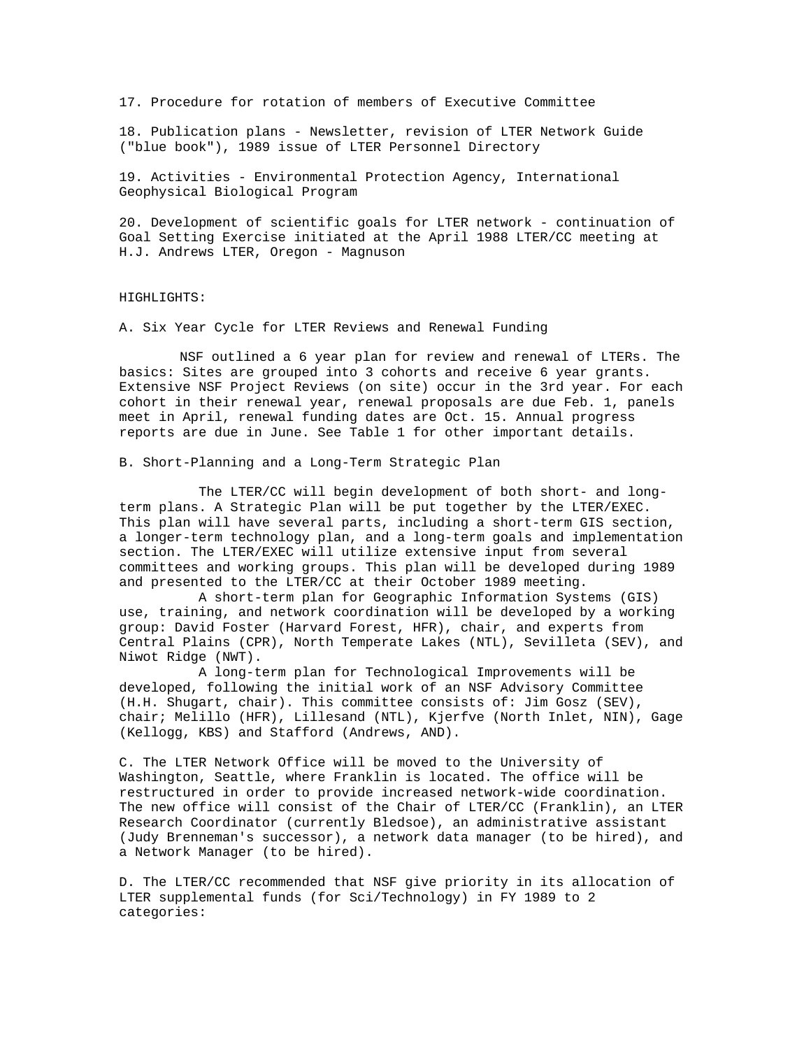17. Procedure for rotation of members of Executive Committee

18. Publication plans - Newsletter, revision of LTER Network Guide ("blue book"), 1989 issue of LTER Personnel Directory

19. Activities - Environmental Protection Agency, International Geophysical Biological Program

20. Development of scientific goals for LTER network - continuation of Goal Setting Exercise initiated at the April 1988 LTER/CC meeting at H.J. Andrews LTER, Oregon - Magnuson

HIGHLIGHTS:

A. Six Year Cycle for LTER Reviews and Renewal Funding

NSF outlined a 6 year plan for review and renewal of LTERs. The basics: Sites are grouped into 3 cohorts and receive 6 year grants. Extensive NSF Project Reviews (on site) occur in the 3rd year. For each cohort in their renewal year, renewal proposals are due Feb. 1, panels meet in April, renewal funding dates are Oct. 15. Annual progress reports are due in June. See Table 1 for other important details.

B. Short-Planning and a Long-Term Strategic Plan

The LTER/CC will begin development of both short- and long-term plans. A Strategic Plan will be put together by the LTER/EXEC. This plan will have several parts, including a short-term GIS section, a longer-term technology plan, and a long-term goals and implementation section. The LTER/EXEC will utilize extensive input from several committees and working groups. This plan will be developed during 1989 and presented to the LTER/CC at their October 1989 meeting.

A short-term plan for Geographic Information Systems (GIS) use, training, and network coordination will be developed by a working group: David Foster (Harvard Forest, HFR), chair, and experts from Central Plains (CPR), North Temperate Lakes (NTL), Sevilleta (SEV), and Niwot Ridge (NWT).

A long-term plan for Technological Improvements will be developed, following the initial work of an NSF Advisory Committee (H.H. Shugart, chair). This committee consists of: Jim Gosz (SEV), chair; Melillo (HFR), Lillesand (NTL), Kjerfve (North Inlet, NIN), Gage (Kellogg, KBS) and Stafford (Andrews, AND).

C. The LTER Network Office will be moved to the University of Washington, Seattle, where Franklin is located. The office will be restructured in order to provide increased network-wide coordination. The new office will consist of the Chair of LTER/CC (Franklin), an LTER Research Coordinator (currently Bledsoe), an administrative assistant (Judy Brenneman's successor), a network data manager (to be hired), and a Network Manager (to be hired).

D. The LTER/CC recommended that NSF give priority in its allocation of LTER supplemental funds (for Sci/Technology) in FY 1989 to 2 categories: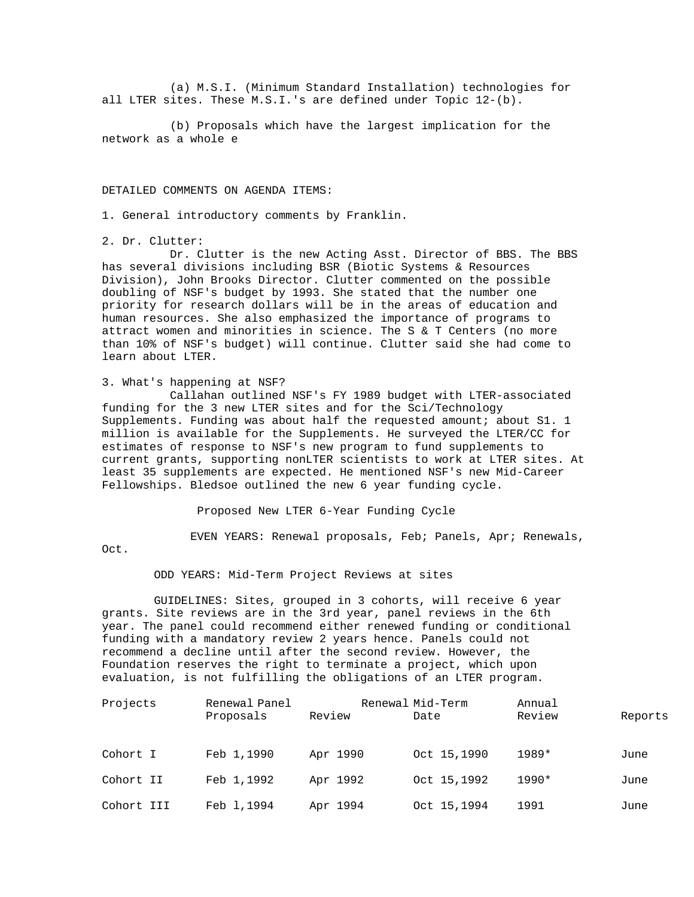(a) M.S.I. (Minimum Standard Installation) technologies for all LTER sites. These M.S.I.'s are defined under Topic 12-(b).

(b) Proposals which have the largest implication for the network as a whole e

DETAILED COMMENTS ON AGENDA ITEMS:

1. General introductory comments by Franklin.

2. Dr. Clutter:

Dr. Clutter is the new Acting Asst. Director of BBS. The BBS has several divisions including BSR (Biotic Systems & Resources Division), John Brooks Director. Clutter commented on the possible doubling of NSF's budget by 1993. She stated that the number one priority for research dollars will be in the areas of education and human resources. She also emphasized the importance of programs to attract women and minorities in science. The S & T Centers (no more than 10% of NSF's budget) will continue. Clutter said she had come to learn about LTER.

3. What's happening at NSF?

Callahan outlined NSF's FY 1989 budget with LTER-associated funding for the 3 new LTER sites and for the Sci/Technology Supplements. Funding was about half the requested amount; about S1. 1 million is available for the Supplements. He surveyed the LTER/CC for estimates of response to NSF's new program to fund supplements to current grants, supporting nonLTER scientists to work at LTER sites. At least 35 supplements are expected. He mentioned NSF's new Mid-Career Fellowships. Bledsoe outlined the new 6 year funding cycle.

Proposed New LTER 6-Year Funding Cycle

EVEN YEARS: Renewal proposals, Feb; Panels, Apr; Renewals, Oct.

ODD YEARS: Mid-Term Project Reviews at sites

GUIDELINES: Sites, grouped in 3 cohorts, will receive 6 year grants. Site reviews are in the 3rd year, panel reviews in the 6th year. The panel could recommend either renewed funding or conditional funding with a mandatory review 2 years hence. Panels could not recommend a decline until after the second review. However, the Foundation reserves the right to terminate a project, which upon evaluation, is not fulfilling the obligations of an LTER program.

| Projects | Renewal Proposals | Panel Review | Renewal Date | Mid-Term Review | Annual Reports |
|---|---|---|---|---|---|
| Cohort I | Feb 1,1990 | Apr 1990 | Oct 15,1990 | 1989* | June |
| Cohort II | Feb 1,1992 | Apr 1992 | Oct 15,1992 | 1990* | June |
| Cohort III | Feb l,1994 | Apr 1994 | Oct 15,1994 | 1991 | June |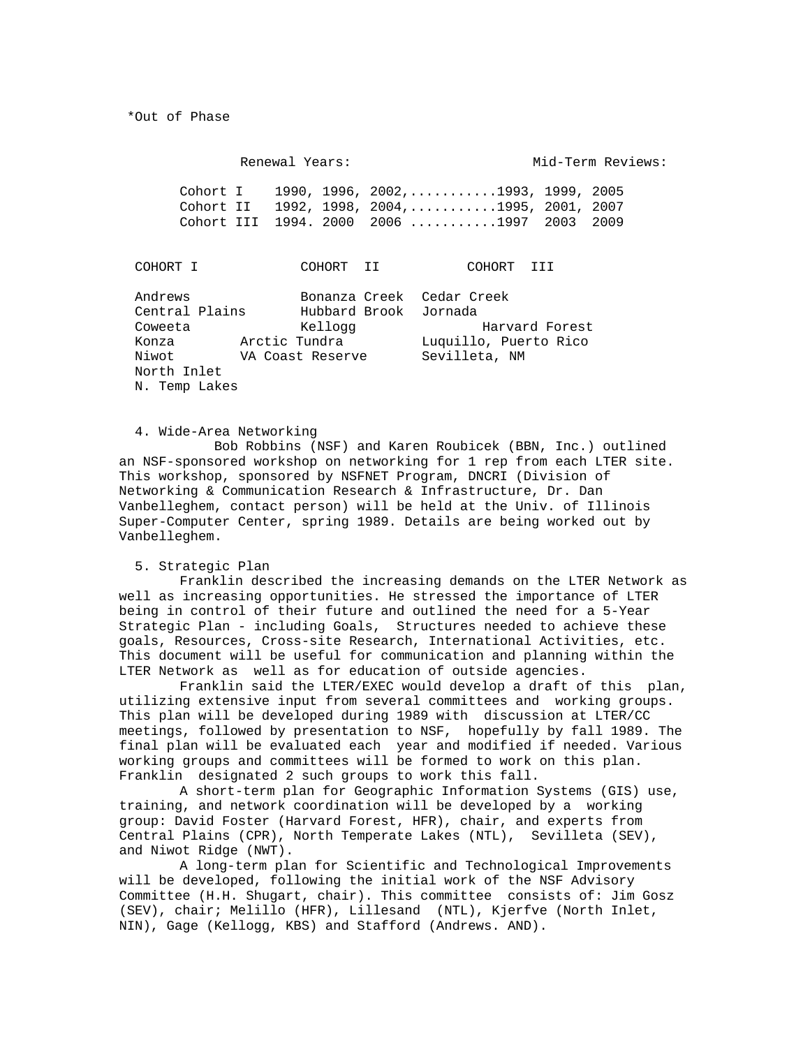*Out of Phase

| | Renewal Years: | Mid-Term Reviews: |
|---|---|---|
| Cohort I | 1990, 1996, 2002,........... | 1993, 1999, 2005 |
| Cohort II | 1992, 1998, 2004,........... | 1995, 2001, 2007 |
| Cohort III | 1994. 2000 2006 ........... | 1997 2003 2009 |

| COHORT I | COHORT II | COHORT III |
|---|---|---|
| Andrews | Bonanza Creek | Cedar Creek |
| Central Plains | Hubbard Brook | Jornada |
| Coweeta | Kellogg | Harvard Forest |
| Konza | Arctic Tundra | Luquillo, Puerto Rico |
| Niwot | VA Coast Reserve | Sevilleta, NM |
| North Inlet | | |
| N. Temp Lakes | | |

4. Wide-Area Networking

Bob Robbins (NSF) and Karen Roubicek (BBN, Inc.) outlined an NSF-sponsored workshop on networking for 1 rep from each LTER site. This workshop, sponsored by NSFNET Program, DNCRI (Division of Networking & Communication Research & Infrastructure, Dr. Dan Vanbelleghem, contact person) will be held at the Univ. of Illinois Super-Computer Center, spring 1989. Details are being worked out by Vanbelleghem.

5. Strategic Plan

Franklin described the increasing demands on the LTER Network as well as increasing opportunities. He stressed the importance of LTER being in control of their future and outlined the need for a 5-Year Strategic Plan - including Goals, Structures needed to achieve these goals, Resources, Cross-site Research, International Activities, etc. This document will be useful for communication and planning within the LTER Network as well as for education of outside agencies.

Franklin said the LTER/EXEC would develop a draft of this plan, utilizing extensive input from several committees and working groups. This plan will be developed during 1989 with discussion at LTER/CC meetings, followed by presentation to NSF, hopefully by fall 1989. The final plan will be evaluated each year and modified if needed. Various working groups and committees will be formed to work on this plan. Franklin designated 2 such groups to work this fall.

A short-term plan for Geographic Information Systems (GIS) use, training, and network coordination will be developed by a working group: David Foster (Harvard Forest, HFR), chair, and experts from Central Plains (CPR), North Temperate Lakes (NTL), Sevilleta (SEV), and Niwot Ridge (NWT).

A long-term plan for Scientific and Technological Improvements will be developed, following the initial work of the NSF Advisory Committee (H.H. Shugart, chair). This committee consists of: Jim Gosz (SEV), chair; Melillo (HFR), Lillesand (NTL), Kjerfve (North Inlet, NIN), Gage (Kellogg, KBS) and Stafford (Andrews. AND).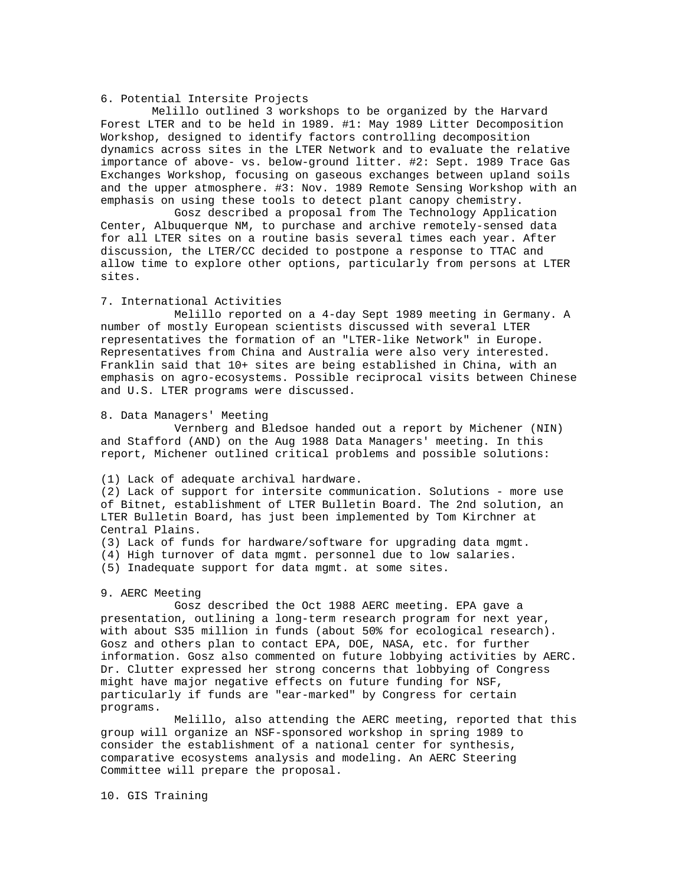6. Potential Intersite Projects

Melillo outlined 3 workshops to be organized by the Harvard Forest LTER and to be held in 1989. #1: May 1989 Litter Decomposition Workshop, designed to identify factors controlling decomposition dynamics across sites in the LTER Network and to evaluate the relative importance of above- vs. below-ground litter. #2: Sept. 1989 Trace Gas Exchanges Workshop, focusing on gaseous exchanges between upland soils and the upper atmosphere. #3: Nov. 1989 Remote Sensing Workshop with an emphasis on using these tools to detect plant canopy chemistry.

Gosz described a proposal from The Technology Application Center, Albuquerque NM, to purchase and archive remotely-sensed data for all LTER sites on a routine basis several times each year. After discussion, the LTER/CC decided to postpone a response to TTAC and allow time to explore other options, particularly from persons at LTER sites.

7. International Activities

Melillo reported on a 4-day Sept 1989 meeting in Germany. A number of mostly European scientists discussed with several LTER representatives the formation of an "LTER-like Network" in Europe. Representatives from China and Australia were also very interested. Franklin said that 10+ sites are being established in China, with an emphasis on agro-ecosystems. Possible reciprocal visits between Chinese and U.S. LTER programs were discussed.

8. Data Managers' Meeting

Vernberg and Bledsoe handed out a report by Michener (NIN) and Stafford (AND) on the Aug 1988 Data Managers' meeting. In this report, Michener outlined critical problems and possible solutions:

(1) Lack of adequate archival hardware.
(2) Lack of support for intersite communication. Solutions - more use of Bitnet, establishment of LTER Bulletin Board. The 2nd solution, an LTER Bulletin Board, has just been implemented by Tom Kirchner at Central Plains.
(3) Lack of funds for hardware/software for upgrading data mgmt.
(4) High turnover of data mgmt. personnel due to low salaries.
(5) Inadequate support for data mgmt. at some sites.

9. AERC Meeting

Gosz described the Oct 1988 AERC meeting. EPA gave a presentation, outlining a long-term research program for next year, with about S35 million in funds (about 50% for ecological research). Gosz and others plan to contact EPA, DOE, NASA, etc. for further information. Gosz also commented on future lobbying activities by AERC. Dr. Clutter expressed her strong concerns that lobbying of Congress might have major negative effects on future funding for NSF, particularly if funds are "ear-marked" by Congress for certain programs.

Melillo, also attending the AERC meeting, reported that this group will organize an NSF-sponsored workshop in spring 1989 to consider the establishment of a national center for synthesis, comparative ecosystems analysis and modeling. An AERC Steering Committee will prepare the proposal.

10. GIS Training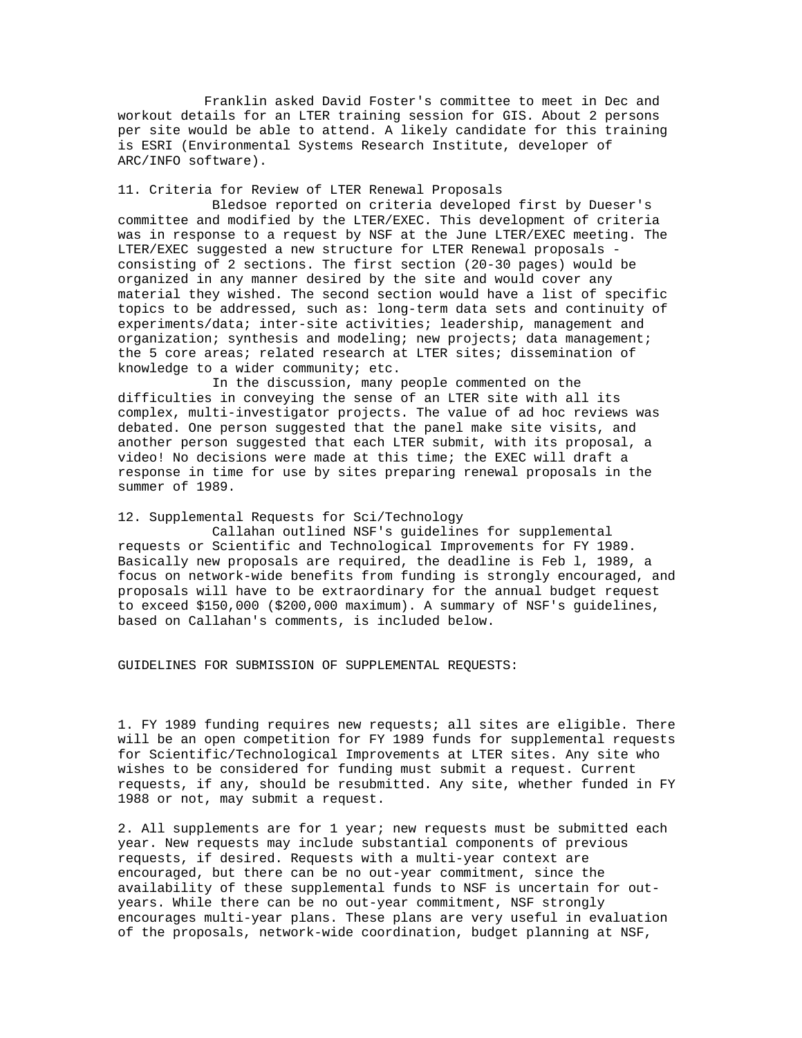Franklin asked David Foster's committee to meet in Dec and workout details for an LTER training session for GIS. About 2 persons per site would be able to attend. A likely candidate for this training is ESRI (Environmental Systems Research Institute, developer of ARC/INFO software).

11. Criteria for Review of LTER Renewal Proposals

Bledsoe reported on criteria developed first by Dueser's committee and modified by the LTER/EXEC. This development of criteria was in response to a request by NSF at the June LTER/EXEC meeting. The LTER/EXEC suggested a new structure for LTER Renewal proposals - consisting of 2 sections. The first section (20-30 pages) would be organized in any manner desired by the site and would cover any material they wished. The second section would have a list of specific topics to be addressed, such as: long-term data sets and continuity of experiments/data; inter-site activities; leadership, management and organization; synthesis and modeling; new projects; data management; the 5 core areas; related research at LTER sites; dissemination of knowledge to a wider community; etc.

In the discussion, many people commented on the difficulties in conveying the sense of an LTER site with all its complex, multi-investigator projects. The value of ad hoc reviews was debated. One person suggested that the panel make site visits, and another person suggested that each LTER submit, with its proposal, a video! No decisions were made at this time; the EXEC will draft a response in time for use by sites preparing renewal proposals in the summer of 1989.

12. Supplemental Requests for Sci/Technology

Callahan outlined NSF's guidelines for supplemental requests or Scientific and Technological Improvements for FY 1989. Basically new proposals are required, the deadline is Feb l, 1989, a focus on network-wide benefits from funding is strongly encouraged, and proposals will have to be extraordinary for the annual budget request to exceed $150,000 ($200,000 maximum). A summary of NSF's guidelines, based on Callahan's comments, is included below.

GUIDELINES FOR SUBMISSION OF SUPPLEMENTAL REQUESTS:

1. FY 1989 funding requires new requests; all sites are eligible. There will be an open competition for FY 1989 funds for supplemental requests for Scientific/Technological Improvements at LTER sites. Any site who wishes to be considered for funding must submit a request. Current requests, if any, should be resubmitted. Any site, whether funded in FY 1988 or not, may submit a request.

2. All supplements are for 1 year; new requests must be submitted each year. New requests may include substantial components of previous requests, if desired. Requests with a multi-year context are encouraged, but there can be no out-year commitment, since the availability of these supplemental funds to NSF is uncertain for out-years. While there can be no out-year commitment, NSF strongly encourages multi-year plans. These plans are very useful in evaluation of the proposals, network-wide coordination, budget planning at NSF,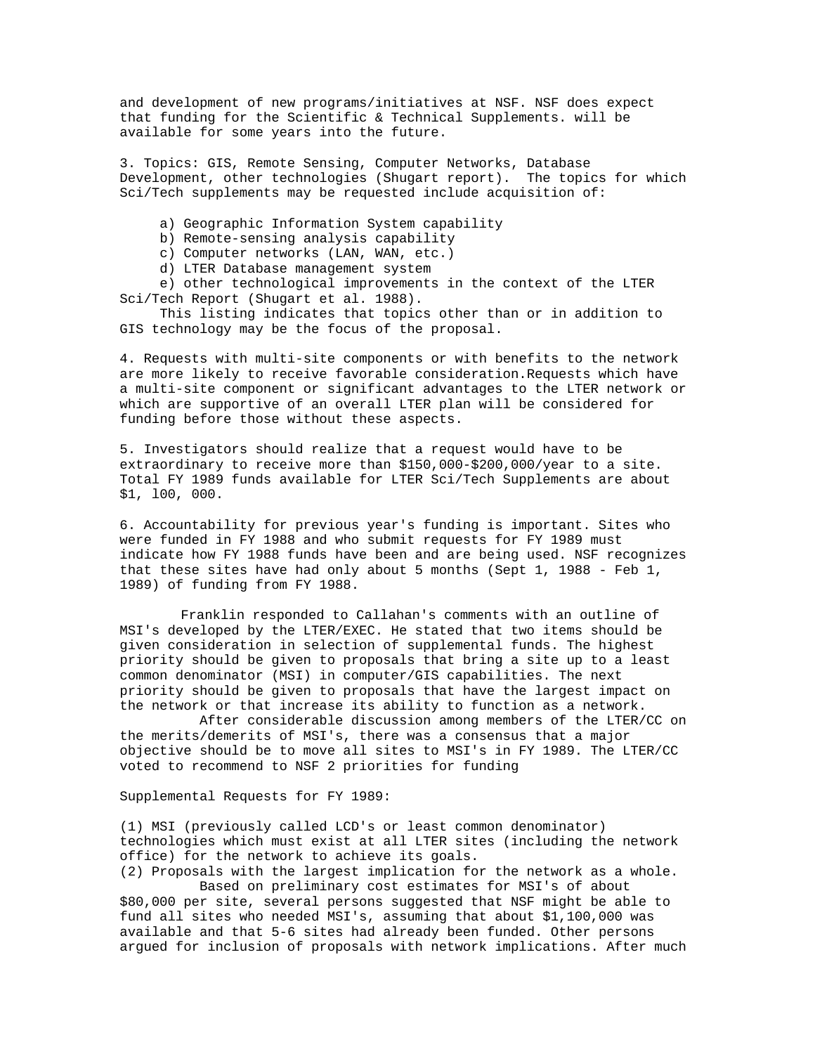and development of new programs/initiatives at NSF. NSF does expect that funding for the Scientific & Technical Supplements. will be available for some years into the future.

3. Topics: GIS, Remote Sensing, Computer Networks, Database Development, other technologies (Shugart report). The topics for which Sci/Tech supplements may be requested include acquisition of:

a) Geographic Information System capability
b) Remote-sensing analysis capability
c) Computer networks (LAN, WAN, etc.)
d) LTER Database management system
e) other technological improvements in the context of the LTER Sci/Tech Report (Shugart et al. 1988).

This listing indicates that topics other than or in addition to GIS technology may be the focus of the proposal.

4. Requests with multi-site components or with benefits to the network are more likely to receive favorable consideration.Requests which have a multi-site component or significant advantages to the LTER network or which are supportive of an overall LTER plan will be considered for funding before those without these aspects.

5. Investigators should realize that a request would have to be extraordinary to receive more than $150,000-$200,000/year to a site. Total FY 1989 funds available for LTER Sci/Tech Supplements are about $1, l00, 000.

6. Accountability for previous year's funding is important. Sites who were funded in FY 1988 and who submit requests for FY 1989 must indicate how FY 1988 funds have been and are being used. NSF recognizes that these sites have had only about 5 months (Sept 1, 1988 - Feb 1, 1989) of funding from FY 1988.

Franklin responded to Callahan's comments with an outline of MSI's developed by the LTER/EXEC. He stated that two items should be given consideration in selection of supplemental funds. The highest priority should be given to proposals that bring a site up to a least common denominator (MSI) in computer/GIS capabilities. The next priority should be given to proposals that have the largest impact on the network or that increase its ability to function as a network.

After considerable discussion among members of the LTER/CC on the merits/demerits of MSI's, there was a consensus that a major objective should be to move all sites to MSI's in FY 1989. The LTER/CC voted to recommend to NSF 2 priorities for funding

Supplemental Requests for FY 1989:

(1) MSI (previously called LCD's or least common denominator) technologies which must exist at all LTER sites (including the network office) for the network to achieve its goals.
(2) Proposals with the largest implication for the network as a whole.

Based on preliminary cost estimates for MSI's of about $80,000 per site, several persons suggested that NSF might be able to fund all sites who needed MSI's, assuming that about $1,100,000 was available and that 5-6 sites had already been funded. Other persons argued for inclusion of proposals with network implications. After much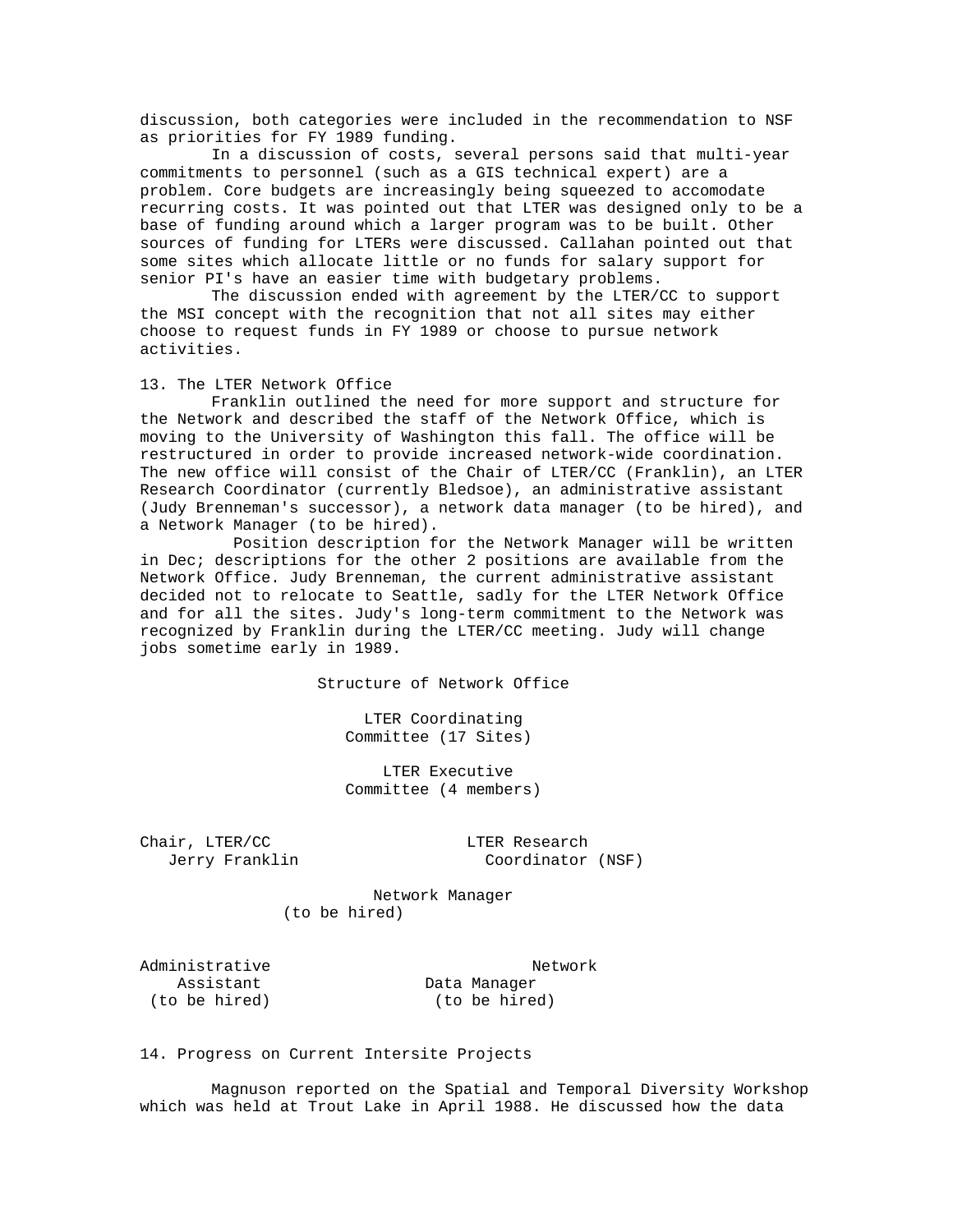discussion, both categories were included in the recommendation to NSF as priorities for FY 1989 funding.

In a discussion of costs, several persons said that multi-year commitments to personnel (such as a GIS technical expert) are a problem. Core budgets are increasingly being squeezed to accomodate recurring costs. It was pointed out that LTER was designed only to be a base of funding around which a larger program was to be built. Other sources of funding for LTERs were discussed. Callahan pointed out that some sites which allocate little or no funds for salary support for senior PI's have an easier time with budgetary problems.

The discussion ended with agreement by the LTER/CC to support the MSI concept with the recognition that not all sites may either choose to request funds in FY 1989 or choose to pursue network activities.

## 13. The LTER Network Office

Franklin outlined the need for more support and structure for the Network and described the staff of the Network Office, which is moving to the University of Washington this fall. The office will be restructured in order to provide increased network-wide coordination. The new office will consist of the Chair of LTER/CC (Franklin), an LTER Research Coordinator (currently Bledsoe), an administrative assistant (Judy Brenneman's successor), a network data manager (to be hired), and a Network Manager (to be hired).

Position description for the Network Manager will be written in Dec; descriptions for the other 2 positions are available from the Network Office. Judy Brenneman, the current administrative assistant decided not to relocate to Seattle, sadly for the LTER Network Office and for all the sites. Judy's long-term commitment to the Network was recognized by Franklin during the LTER/CC meeting. Judy will change jobs sometime early in 1989.

Structure of Network Office

LTER Coordinating Committee (17 Sites)

LTER Executive Committee (4 members)

Chair, LTER/CC Jerry Franklin | LTER Research Coordinator (NSF)

Network Manager (to be hired)

Administrative Assistant (to be hired) | Network Data Manager (to be hired)

## 14. Progress on Current Intersite Projects

Magnuson reported on the Spatial and Temporal Diversity Workshop which was held at Trout Lake in April 1988. He discussed how the data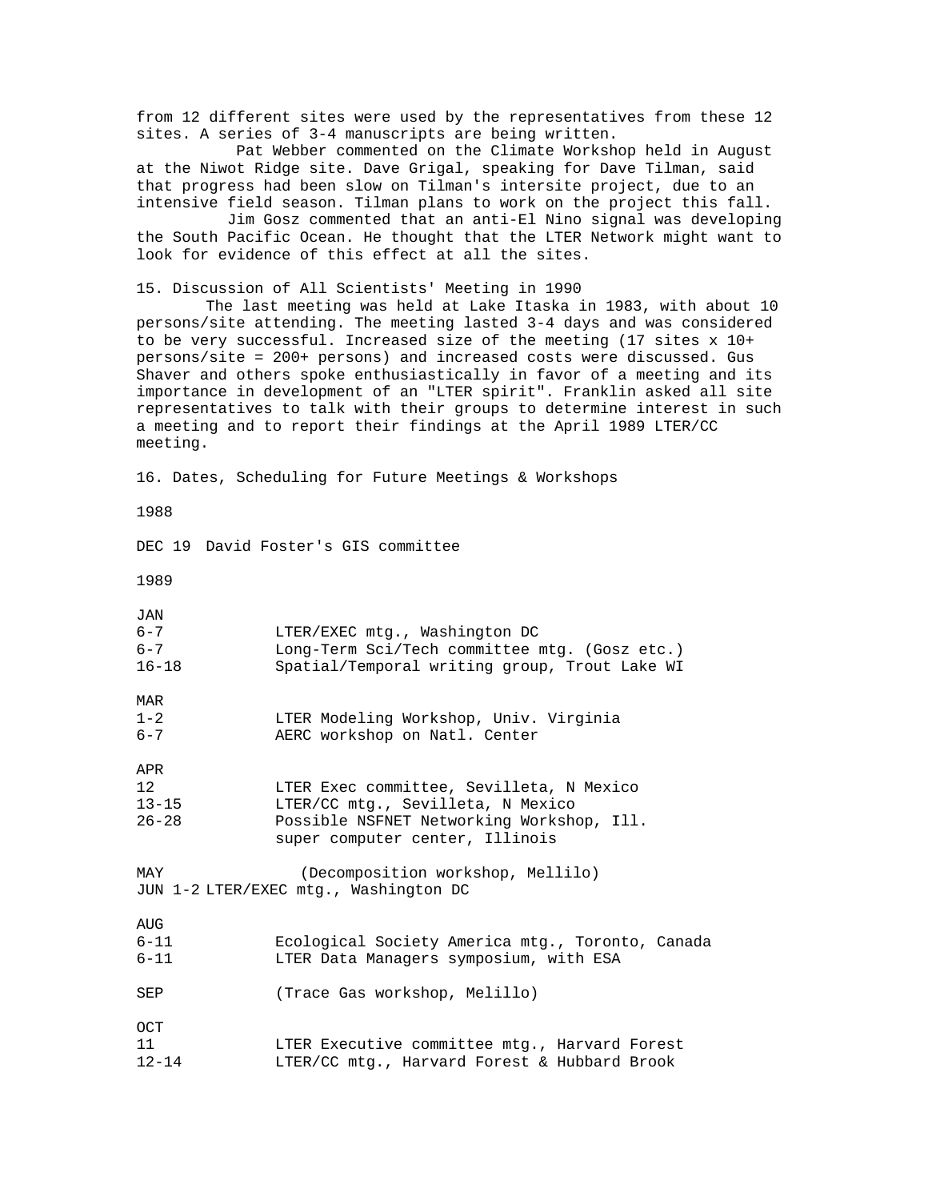from 12 different sites were used by the representatives from these 12 sites. A series of 3-4 manuscripts are being written.

Pat Webber commented on the Climate Workshop held in August at the Niwot Ridge site. Dave Grigal, speaking for Dave Tilman, said that progress had been slow on Tilman's intersite project, due to an intensive field season. Tilman plans to work on the project this fall.

Jim Gosz commented that an anti-El Nino signal was developing the South Pacific Ocean. He thought that the LTER Network might want to look for evidence of this effect at all the sites.

15. Discussion of All Scientists' Meeting in 1990

The last meeting was held at Lake Itaska in 1983, with about 10 persons/site attending. The meeting lasted 3-4 days and was considered to be very successful. Increased size of the meeting (17 sites x 10+ persons/site = 200+ persons) and increased costs were discussed. Gus Shaver and others spoke enthusiastically in favor of a meeting and its importance in development of an "LTER spirit". Franklin asked all site representatives to talk with their groups to determine interest in such a meeting and to report their findings at the April 1989 LTER/CC meeting.

16. Dates, Scheduling for Future Meetings & Workshops

1988

DEC 19 David Foster's GIS committee

1989

JAN
6-7 LTER/EXEC mtg., Washington DC
6-7 Long-Term Sci/Tech committee mtg. (Gosz etc.)
16-18 Spatial/Temporal writing group, Trout Lake WI

MAR
1-2 LTER Modeling Workshop, Univ. Virginia
6-7 AERC workshop on Natl. Center

APR
12 LTER Exec committee, Sevilleta, N Mexico
13-15 LTER/CC mtg., Sevilleta, N Mexico
26-28 Possible NSFNET Networking Workshop, Ill. super computer center, Illinois

MAY (Decomposition workshop, Mellilo)
JUN 1-2 LTER/EXEC mtg., Washington DC

AUG
6-11 Ecological Society America mtg., Toronto, Canada
6-11 LTER Data Managers symposium, with ESA

SEP (Trace Gas workshop, Melillo)

OCT
11 LTER Executive committee mtg., Harvard Forest
12-14 LTER/CC mtg., Harvard Forest & Hubbard Brook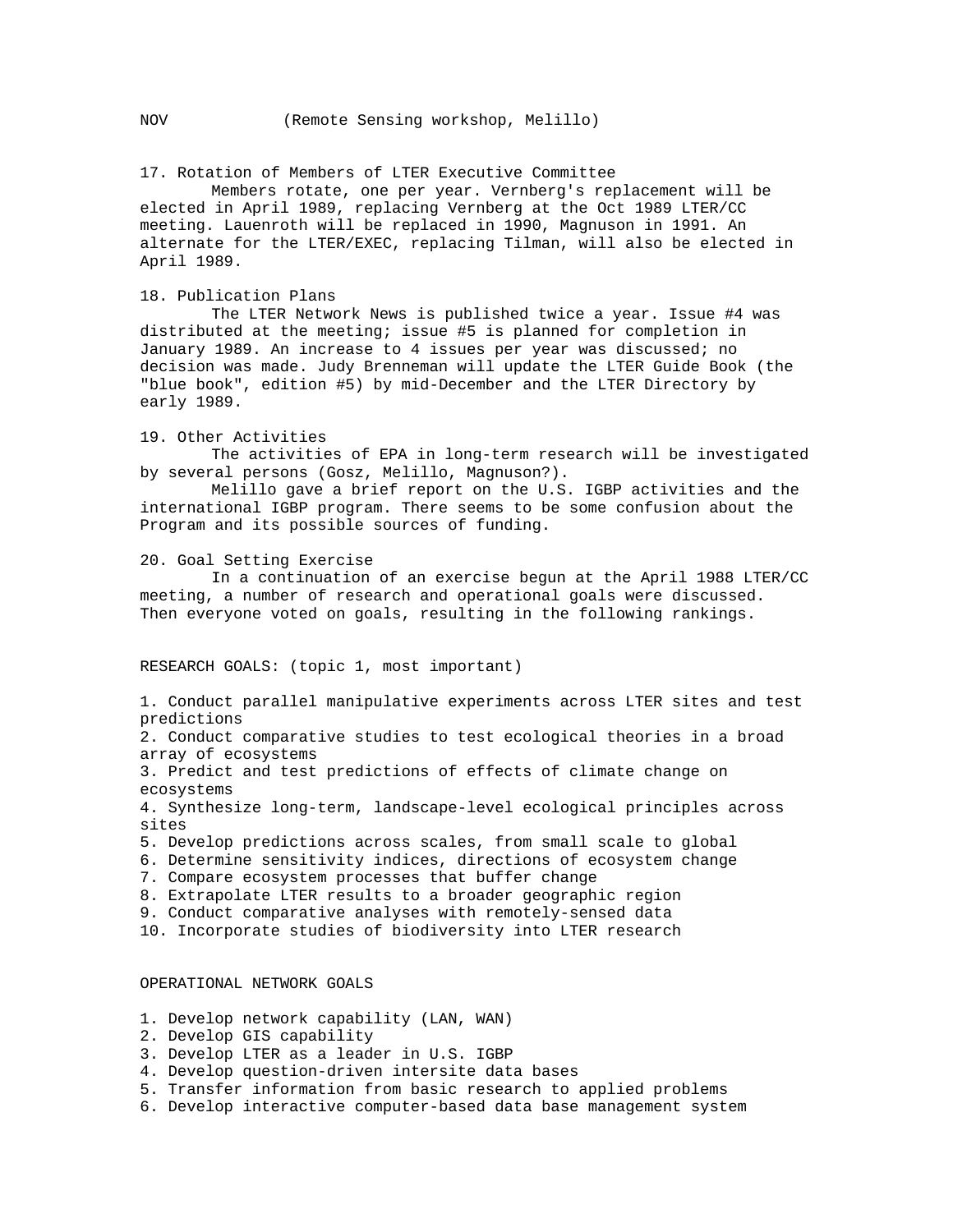NOV (Remote Sensing workshop, Melillo)

17. Rotation of Members of LTER Executive Committee

Members rotate, one per year. Vernberg's replacement will be elected in April 1989, replacing Vernberg at the Oct 1989 LTER/CC meeting. Lauenroth will be replaced in 1990, Magnuson in 1991. An alternate for the LTER/EXEC, replacing Tilman, will also be elected in April 1989.

18. Publication Plans

The LTER Network News is published twice a year. Issue #4 was distributed at the meeting; issue #5 is planned for completion in January 1989. An increase to 4 issues per year was discussed; no decision was made. Judy Brenneman will update the LTER Guide Book (the "blue book", edition #5) by mid-December and the LTER Directory by early 1989.

19. Other Activities

The activities of EPA in long-term research will be investigated by several persons (Gosz, Melillo, Magnuson?).

Melillo gave a brief report on the U.S. IGBP activities and the international IGBP program. There seems to be some confusion about the Program and its possible sources of funding.

20. Goal Setting Exercise

In a continuation of an exercise begun at the April 1988 LTER/CC meeting, a number of research and operational goals were discussed. Then everyone voted on goals, resulting in the following rankings.

RESEARCH GOALS: (topic 1, most important)

1. Conduct parallel manipulative experiments across LTER sites and test predictions
2. Conduct comparative studies to test ecological theories in a broad array of ecosystems
3. Predict and test predictions of effects of climate change on ecosystems
4. Synthesize long-term, landscape-level ecological principles across sites
5. Develop predictions across scales, from small scale to global
6. Determine sensitivity indices, directions of ecosystem change
7. Compare ecosystem processes that buffer change
8. Extrapolate LTER results to a broader geographic region
9. Conduct comparative analyses with remotely-sensed data
10. Incorporate studies of biodiversity into LTER research

OPERATIONAL NETWORK GOALS

1. Develop network capability (LAN, WAN)
2. Develop GIS capability
3. Develop LTER as a leader in U.S. IGBP
4. Develop question-driven intersite data bases
5. Transfer information from basic research to applied problems
6. Develop interactive computer-based data base management system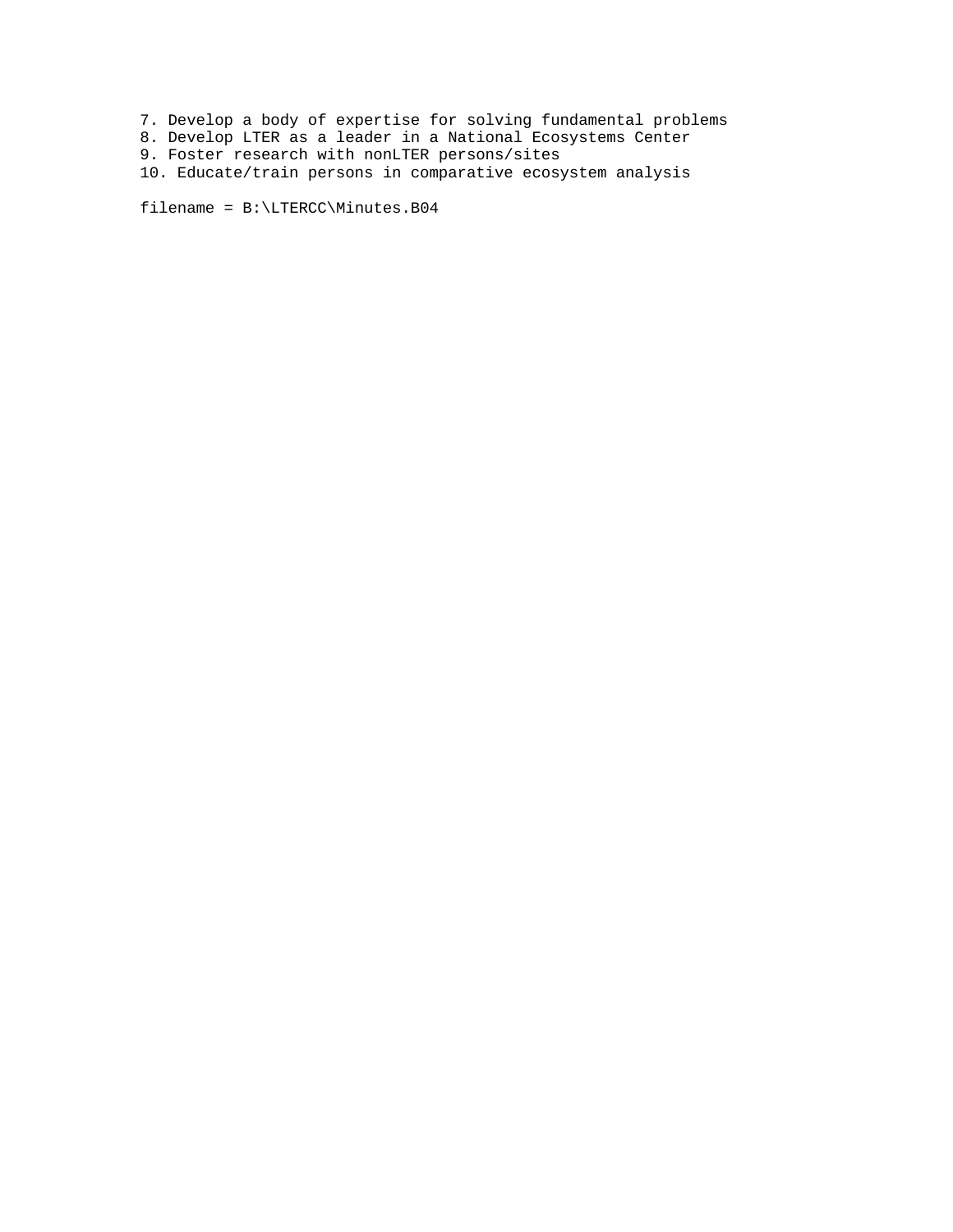7. Develop a body of expertise for solving fundamental problems
8. Develop LTER as a leader in a National Ecosystems Center
9. Foster research with nonLTER persons/sites
10. Educate/train persons in comparative ecosystem analysis

filename = B:\LTERCC\Minutes.B04